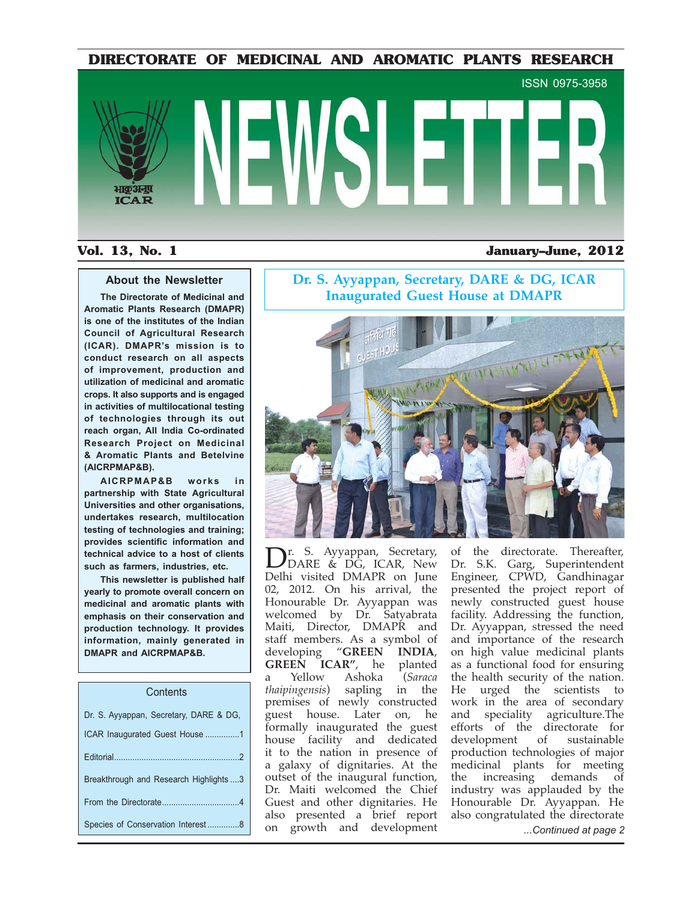# DIRECTORATE OF MEDICINAL AND AROMATIC PLANTS RESEARCH

ISSN 0975-3958

# NEWSLETTER

**Vol. 13, No. 1** **January–June, 2012**

### About the Newsletter

**The Directorate of Medicinal and Aromatic Plants Research (DMAPR) is one of the institutes of the Indian Council of Agricultural Research (ICAR). DMAPR's mission is to conduct research on all aspects of improvement, production and utilization of medicinal and aromatic crops. It also supports and is engaged in activities of multilocational testing of technologies through its out reach organ, All India Co-ordinated Research Project on Medicinal & Aromatic Plants and Betelvine (AICRPMAP&B).**

**AICRPMAP&B works in partnership with State Agricultural Universities and other organisations, undertakes research, multilocation testing of technologies and training; provides scientific information and technical advice to a host of clients such as farmers, industries, etc.**

**This newsletter is published half yearly to promote overall concern on medicinal and aromatic plants with emphasis on their conservation and production technology. It provides information, mainly generated in DMAPR and AICRPMAP&B.**

### Contents

Dr. S. Ayyappan, Secretary, DARE & DG, ICAR Inaugurated Guest House ...............1

Editorial......................................................2

Breakthrough and Research Highlights ....3

From the Directorate.................................4

Species of Conservation Interest .............8

## Dr. S. Ayyappan, Secretary, DARE & DG, ICAR Inaugurated Guest House at DMAPR

Dr. S. Ayyappan, Secretary, DARE & DG, ICAR, New Delhi visited DMAPR on June 02, 2012. On his arrival, the Honourable Dr. Ayyappan was welcomed by Dr. Satyabrata Maiti, Director, DMAPR and staff members. As a symbol of developing "**GREEN INDIA, GREEN ICAR"**, he planted a Yellow Ashoka (*Saraca thaipingensis*) sapling in the premises of newly constructed guest house. Later on, he formally inaugurated the guest house facility and dedicated it to the nation in presence of a galaxy of dignitaries. At the outset of the inaugural function, Dr. Maiti welcomed the Chief Guest and other dignitaries. He also presented a brief report on growth and development of the directorate. Thereafter, Dr. S.K. Garg, Superintendent Engineer, CPWD, Gandhinagar presented the project report of newly constructed guest house facility. Addressing the function, Dr. Ayyappan, stressed the need and importance of the research on high value medicinal plants as a functional food for ensuring the health security of the nation. He urged the scientists to work in the area of secondary and speciality agriculture.The efforts of the directorate for development of sustainable production technologies of major medicinal plants for meeting the increasing demands of industry was applauded by the Honourable Dr. Ayyappan. He also congratulated the directorate

*...Continued at page 2*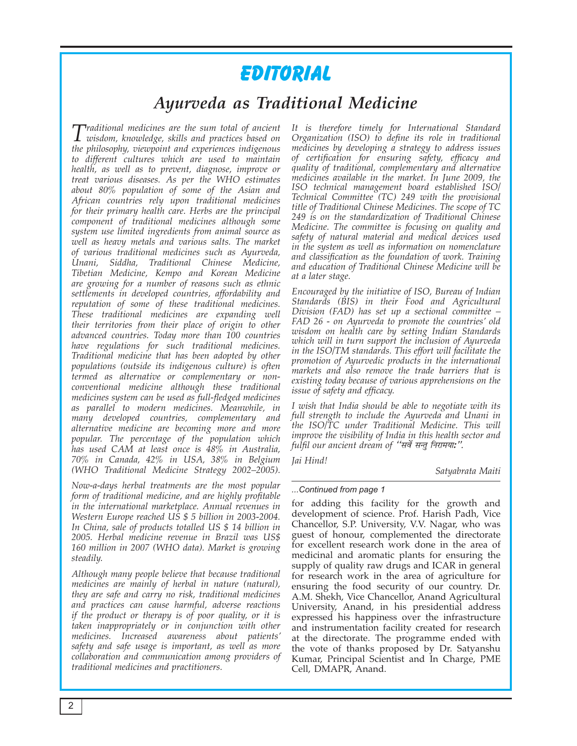# EDITORIAL

## Ayurveda as Traditional Medicine

*Traditional medicines are the sum total of ancient wisdom, knowledge, skills and practices based on the philosophy, viewpoint and experiences indigenous to different cultures which are used to maintain health, as well as to prevent, diagnose, improve or treat various diseases. As per the WHO estimates about 80% population of some of the Asian and African countries rely upon traditional medicines for their primary health care. Herbs are the principal component of traditional medicines although some system use limited ingredients from animal source as well as heavy metals and various salts. The market of various traditional medicines such as Ayurveda, Unani, Siddha, Traditional Chinese Medicine, Tibetian Medicine, Kempo and Korean Medicine are growing for a number of reasons such as ethnic settlements in developed countries, affordability and reputation of some of these traditional medicines. These traditional medicines are expanding well their territories from their place of origin to other advanced countries. Today more than 100 countries have regulations for such traditional medicines. Traditional medicine that has been adopted by other populations (outside its indigenous culture) is often termed as alternative or complementary or non-conventional medicine although these traditional medicines system can be used as full-fledged medicines as parallel to modern medicines. Meanwhile, in many developed countries, complementary and alternative medicine are becoming more and more popular. The percentage of the population which has used CAM at least once is 48% in Australia, 70% in Canada, 42% in USA, 38% in Belgium (WHO Traditional Medicine Strategy 2002–2005).*

*Now-a-days herbal treatments are the most popular form of traditional medicine, and are highly profitable in the international marketplace. Annual revenues in Western Europe reached US $ 5 billion in 2003-2004. In China, sale of products totalled US $ 14 billion in 2005. Herbal medicine revenue in Brazil was US$ 160 million in 2007 (WHO data). Market is growing steadily.*

*Although many people believe that because traditional medicines are mainly of herbal in nature (natural), they are safe and carry no risk, traditional medicines and practices can cause harmful, adverse reactions if the product or therapy is of poor quality, or it is taken inappropriately or in conjunction with other medicines. Increased awareness about patients' safety and safe usage is important, as well as more collaboration and communication among providers of traditional medicines and practitioners.*

*It is therefore timely for International Standard Organization (ISO) to define its role in traditional medicines by developing a strategy to address issues of certification for ensuring safety, efficacy and quality of traditional, complementary and alternative medicines available in the market. In June 2009, the ISO technical management board established ISO/ Technical Committee (TC) 249 with the provisional title of Traditional Chinese Medicines. The scope of TC 249 is on the standardization of Traditional Chinese Medicine. The committee is focusing on quality and safety of natural material and medical devices used in the system as well as information on nomenclature and classification as the foundation of work. Training and education of Traditional Chinese Medicine will be at a later stage.*

*Encouraged by the initiative of ISO, Bureau of Indian Standards (BIS) in their Food and Agricultural Division (FAD) has set up a sectional committee – FAD 26 - on Ayurveda to promote the countries' old wisdom on health care by setting Indian Standards which will in turn support the inclusion of Ayurveda in the ISO/TM standards. This effort will facilitate the promotion of Ayurvedic products in the international markets and also remove the trade barriers that is existing today because of various apprehensions on the issue of safety and efficacy.*

*I wish that India should be able to negotiate with its full strength to include the Ayurveda and Unani in the ISO/TC under Traditional Medicine. This will improve the visibility of India in this health sector and fulfil our ancient dream of "सर्वे सन्तु निरामया:".*

*Jai Hind!*

*Satyabrata Maiti*

---

*...Continued from page 1*

for adding this facility for the growth and development of science. Prof. Harish Padh, Vice Chancellor, S.P. University, V.V. Nagar, who was guest of honour, complemented the directorate for excellent research work done in the area of medicinal and aromatic plants for ensuring the supply of quality raw drugs and ICAR in general for research work in the area of agriculture for ensuring the food security of our country. Dr. A.M. Shekh, Vice Chancellor, Anand Agricultural University, Anand, in his presidential address expressed his happiness over the infrastructure and instrumentation facility created for research at the directorate. The programme ended with the vote of thanks proposed by Dr. Satyanshu Kumar, Principal Scientist and In Charge, PME Cell, DMAPR, Anand.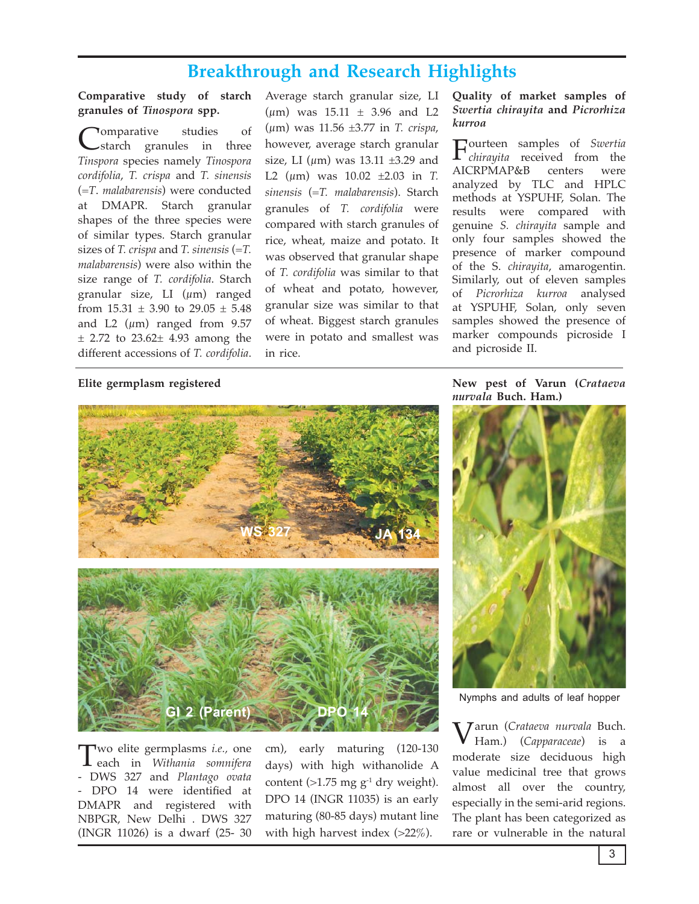## Breakthrough and Research Highlights

### Comparative study of starch granules of *Tinospora* spp.

Comparative studies of starch granules in three *Tinspora* species namely *Tinospora cordifolia*, *T. crispa* and *T. sinensis* (=*T. malabarensis*) were conducted at DMAPR. Starch granular shapes of the three species were of similar types. Starch granular sizes of *T. crispa* and *T. sinensis* (=*T. malabarensis*) were also within the size range of *T. cordifolia*. Starch granular size, LI (µm) ranged from 15.31 ± 3.90 to 29.05 ± 5.48 and L2 (µm) ranged from 9.57 ± 2.72 to 23.62± 4.93 among the different accessions of *T. cordifolia*. Average starch granular size, LI (µm) was 15.11 ± 3.96 and L2 (µm) was 11.56 ±3.77 in *T. crispa*, however, average starch granular size, LI (µm) was 13.11 ±3.29 and L2 (µm) was 10.02 ±2.03 in *T. sinensis* (=*T. malabarensis*). Starch granules of *T. cordifolia* were compared with starch granules of rice, wheat, maize and potato. It was observed that granular shape of *T. cordifolia* was similar to that of wheat and potato, however, granular size was similar to that of wheat. Biggest starch granules were in potato and smallest was in rice.

### Quality of market samples of *Swertia chirayita* and *Picrorhiza kurroa*

Fourteen samples of *Swertia chirayita* received from the AICRPMAP&B centers were analyzed by TLC and HPLC methods at YSPUHF, Solan. The results were compared with genuine *S. chirayita* sample and only four samples showed the presence of marker compound of the S. *chirayita*, amarogentin. Similarly, out of eleven samples of *Picrorhiza kurroa* analysed at YSPUHF, Solan, only seven samples showed the presence of marker compounds picroside I and picroside II.

### Elite germplasm registered

WS 327 JA 134

GI 2 (Parent) DPO 14

Two elite germplasms *i.e.,* one each in *Withania somnifera* - DWS 327 and *Plantago ovata* - DPO 14 were identified at DMAPR and registered with NBPGR, New Delhi . DWS 327 (INGR 11026) is a dwarf (25- 30 cm), early maturing (120-130 days) with high withanolide A content (>1.75 mg $g^{-1}$ dry weight). DPO 14 (INGR 11035) is an early maturing (80-85 days) mutant line with high harvest index (>22%).

### New pest of Varun (*Crataeva nurvala* Buch. Ham.)

Nymphs and adults of leaf hopper

Varun (*Crataeva nurvala* Buch. Ham.) (*Capparaceae*) is a moderate size deciduous high value medicinal tree that grows almost all over the country, especially in the semi-arid regions. The plant has been categorized as rare or vulnerable in the natural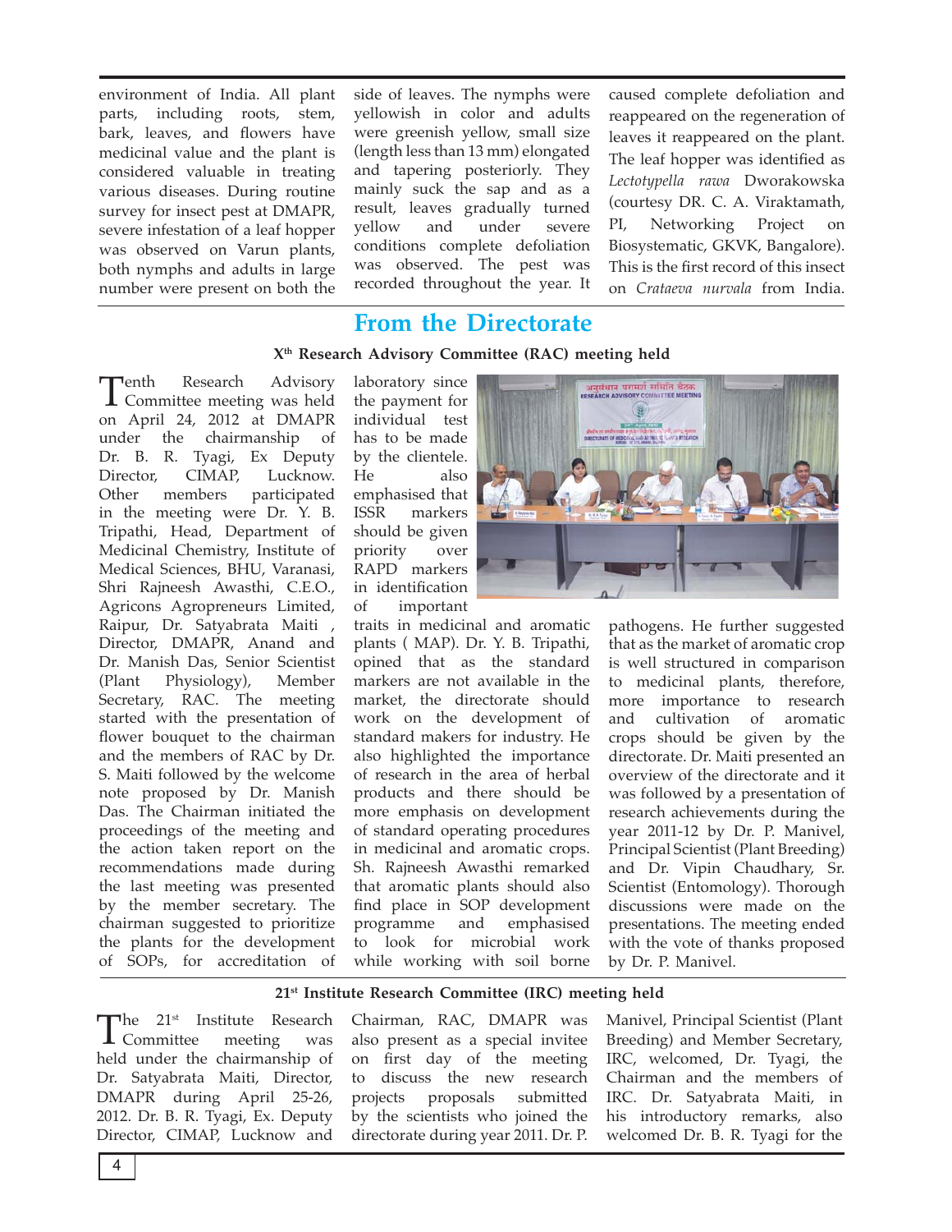environment of India. All plant parts, including roots, stem, bark, leaves, and flowers have medicinal value and the plant is considered valuable in treating various diseases. During routine survey for insect pest at DMAPR, severe infestation of a leaf hopper was observed on Varun plants, both nymphs and adults in large number were present on both the side of leaves. The nymphs were yellowish in color and adults were greenish yellow, small size (length less than 13 mm) elongated and tapering posteriorly. They mainly suck the sap and as a result, leaves gradually turned yellow and under severe conditions complete defoliation was observed. The pest was recorded throughout the year. It caused complete defoliation and reappeared on the regeneration of leaves it reappeared on the plant. The leaf hopper was identified as *Lectotypella rawa* Dworakowska (courtesy DR. C. A. Viraktamath, PI, Networking Project on Biosystematic, GKVK, Bangalore). This is the first record of this insect on *Crataeva nurvala* from India.

# From the Directorate

## X[th] Research Advisory Committee (RAC) meeting held

Tenth Research Advisory Committee meeting was held on April 24, 2012 at DMAPR under the chairmanship of Dr. B. R. Tyagi, Ex Deputy Director, CIMAP, Lucknow. Other members participated in the meeting were Dr. Y. B. Tripathi, Head, Department of Medicinal Chemistry, Institute of Medical Sciences, BHU, Varanasi, Shri Rajneesh Awasthi, C.E.O., Agricons Agropreneurs Limited, Raipur, Dr. Satyabrata Maiti , Director, DMAPR, Anand and Dr. Manish Das, Senior Scientist (Plant Physiology), Member Secretary, RAC. The meeting started with the presentation of flower bouquet to the chairman and the members of RAC by Dr. S. Maiti followed by the welcome note proposed by Dr. Manish Das. The Chairman initiated the proceedings of the meeting and the action taken report on the recommendations made during the last meeting was presented by the member secretary. The chairman suggested to prioritize the plants for the development of SOPs, for accreditation of laboratory since the payment for individual test has to be made by the clientele. He also emphasised that ISSR markers should be given priority over RAPD markers in identification of important traits in medicinal and aromatic plants ( MAP). Dr. Y. B. Tripathi, opined that as the standard markers are not available in the market, the directorate should work on the development of standard makers for industry. He also highlighted the importance of research in the area of herbal products and there should be more emphasis on development of standard operating procedures in medicinal and aromatic crops. Sh. Rajneesh Awasthi remarked that aromatic plants should also find place in SOP development programme and emphasised to look for microbial work while working with soil borne pathogens. He further suggested that as the market of aromatic crop is well structured in comparison to medicinal plants, therefore, more importance to research and cultivation of aromatic crops should be given by the directorate. Dr. Maiti presented an overview of the directorate and it was followed by a presentation of research achievements during the year 2011-12 by Dr. P. Manivel, Principal Scientist (Plant Breeding) and Dr. Vipin Chaudhary, Sr. Scientist (Entomology). Thorough discussions were made on the presentations. The meeting ended with the vote of thanks proposed by Dr. P. Manivel.

## 21[st] Institute Research Committee (IRC) meeting held

The 21[st] Institute Research Committee meeting was held under the chairmanship of Dr. Satyabrata Maiti, Director, DMAPR during April 25-26, 2012. Dr. B. R. Tyagi, Ex. Deputy Director, CIMAP, Lucknow and Chairman, RAC, DMAPR was also present as a special invitee on first day of the meeting to discuss the new research projects proposals submitted by the scientists who joined the directorate during year 2011. Dr. P. Manivel, Principal Scientist (Plant Breeding) and Member Secretary, IRC, welcomed, Dr. Tyagi, the Chairman and the members of IRC. Dr. Satyabrata Maiti, in his introductory remarks, also welcomed Dr. B. R. Tyagi for the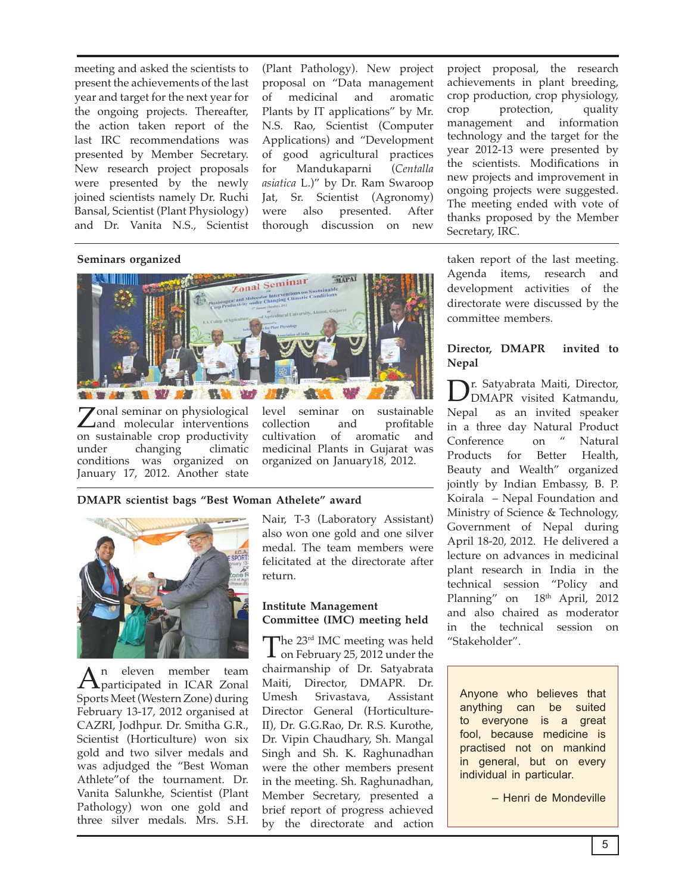meeting and asked the scientists to present the achievements of the last year and target for the next year for the ongoing projects. Thereafter, the action taken report of the last IRC recommendations was presented by Member Secretary. New research project proposals were presented by the newly joined scientists namely Dr. Ruchi Bansal, Scientist (Plant Physiology) and Dr. Vanita N.S., Scientist (Plant Pathology). New project proposal on "Data management of medicinal and aromatic Plants by IT applications" by Mr. N.S. Rao, Scientist (Computer Applications) and "Development of good agricultural practices for Mandukaparni (*Centalla asiatica* L.)" by Dr. Ram Swaroop Jat, Sr. Scientist (Agronomy) were also presented. After thorough discussion on new project proposal, the research achievements in plant breeding, crop production, crop physiology, crop protection, quality management and information technology and the target for the year 2012-13 were presented by the scientists. Modifications in new projects and improvement in ongoing projects were suggested. The meeting ended with vote of thanks proposed by the Member Secretary, IRC.

**Seminars organized**

Zonal seminar on physiological and molecular interventions on sustainable crop productivity under changing climatic conditions was organized on January 17, 2012. Another state level seminar on sustainable collection and profitable cultivation of aromatic and medicinal Plants in Gujarat was organized on January18, 2012.

**DMAPR scientist bags "Best Woman Athelete" award**

An eleven member team participated in ICAR Zonal Sports Meet (Western Zone) during February 13-17, 2012 organised at CAZRI, Jodhpur. Dr. Smitha G.R., Scientist (Horticulture) won six gold and two silver medals and was adjudged the "Best Woman Athlete"of the tournament. Dr. Vanita Salunkhe, Scientist (Plant Pathology) won one gold and three silver medals. Mrs. S.H. Nair, T-3 (Laboratory Assistant) also won one gold and one silver medal. The team members were felicitated at the directorate after return.

**Institute Management Committee (IMC) meeting held**

The 23rd IMC meeting was held on February 25, 2012 under the chairmanship of Dr. Satyabrata Maiti, Director, DMAPR. Dr. Umesh Srivastava, Assistant Director General (Horticulture-II), Dr. G.G.Rao, Dr. R.S. Kurothe, Dr. Vipin Chaudhary, Sh. Mangal Singh and Sh. K. Raghunadhan were the other members present in the meeting. Sh. Raghunadhan, Member Secretary, presented a brief report of progress achieved by the directorate and action taken report of the last meeting. Agenda items, research and development activities of the directorate were discussed by the committee members.

**Director, DMAPR invited to Nepal**

Dr. Satyabrata Maiti, Director, DMAPR visited Katmandu, Nepal as an invited speaker in a three day Natural Product Conference on " Natural Products for Better Health, Beauty and Wealth" organized jointly by Indian Embassy, B. P. Koirala – Nepal Foundation and Ministry of Science & Technology, Government of Nepal during April 18-20, 2012. He delivered a lecture on advances in medicinal plant research in India in the technical session "Policy and Planning" on 18th April, 2012 and also chaired as moderator in the technical session on "Stakeholder".

> Anyone who believes that anything can be suited to everyone is a great fool, because medicine is practised not on mankind in general, but on every individual in particular.
>
> – Henri de Mondeville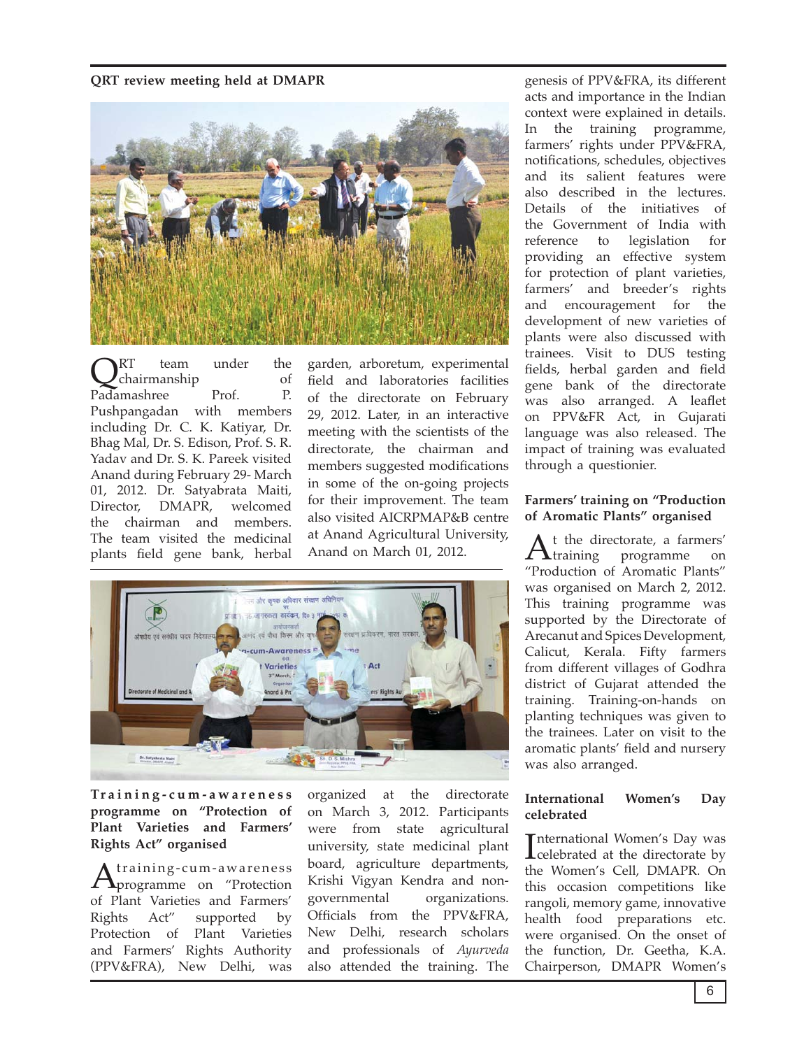**QRT review meeting held at DMAPR**

QRT team under the chairmanship of Padamashree Prof. P. Pushpangadan with members including Dr. C. K. Katiyar, Dr. Bhag Mal, Dr. S. Edison, Prof. S. R. Yadav and Dr. S. K. Pareek visited Anand during February 29- March 01, 2012. Dr. Satyabrata Maiti, Director, DMAPR, welcomed the chairman and members. The team visited the medicinal plants field gene bank, herbal garden, arboretum, experimental field and laboratories facilities of the directorate on February 29, 2012. Later, in an interactive meeting with the scientists of the directorate, the chairman and members suggested modifications in some of the on-going projects for their improvement. The team also visited AICRPMAP&B centre at Anand Agricultural University, Anand on March 01, 2012.

**Training-cum-awareness programme on "Protection of Plant Varieties and Farmers' Rights Act" organised**

A training-cum-awareness programme on "Protection of Plant Varieties and Farmers' Rights Act" supported by Protection of Plant Varieties and Farmers' Rights Authority (PPV&FRA), New Delhi, was organized at the directorate on March 3, 2012. Participants were from state agricultural university, state medicinal plant board, agriculture departments, Krishi Vigyan Kendra and non-governmental organizations. Officials from the PPV&FRA, New Delhi, research scholars and professionals of *Ayurveda* also attended the training. The genesis of PPV&FRA, its different acts and importance in the Indian context were explained in details. In the training programme, farmers' rights under PPV&FRA, notifications, schedules, objectives and its salient features were also described in the lectures. Details of the initiatives of the Government of India with reference to legislation for providing an effective system for protection of plant varieties, farmers' and breeder's rights and encouragement for the development of new varieties of plants were also discussed with trainees. Visit to DUS testing fields, herbal garden and field gene bank of the directorate was also arranged. A leaflet on PPV&FR Act, in Gujarati language was also released. The impact of training was evaluated through a questionier.

**Farmers' training on "Production of Aromatic Plants" organised**

At the directorate, a farmers' training programme on "Production of Aromatic Plants" was organised on March 2, 2012. This training programme was supported by the Directorate of Arecanut and Spices Development, Calicut, Kerala. Fifty farmers from different villages of Godhra district of Gujarat attended the training. Training-on-hands on planting techniques was given to the trainees. Later on visit to the aromatic plants' field and nursery was also arranged.

**International Women's Day celebrated**

International Women's Day was celebrated at the directorate by the Women's Cell, DMAPR. On this occasion competitions like rangoli, memory game, innovative health food preparations etc. were organised. On the onset of the function, Dr. Geetha, K.A. Chairperson, DMAPR Women's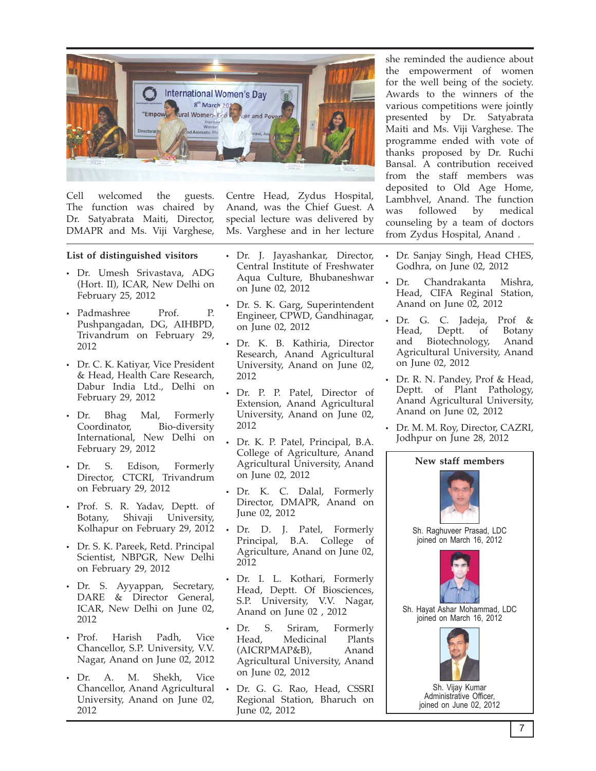Cell welcomed the guests. The function was chaired by Dr. Satyabrata Maiti, Director, DMAPR and Ms. Viji Varghese, Centre Head, Zydus Hospital, Anand, was the Chief Guest. A special lecture was delivered by Ms. Varghese and in her lecture she reminded the audience about the empowerment of women for the well being of the society. Awards to the winners of the various competitions were jointly presented by Dr. Satyabrata Maiti and Ms. Viji Varghese. The programme ended with vote of thanks proposed by Dr. Ruchi Bansal. A contribution received from the staff members was deposited to Old Age Home, Lambhvel, Anand. The function was followed by medical counseling by a team of doctors from Zydus Hospital, Anand .

**List of distinguished visitors**

- Dr. Umesh Srivastava, ADG (Hort. II), ICAR, New Delhi on February 25, 2012
- Padmashree Prof. P. Pushpangadan, DG, AIHBPD, Trivandrum on February 29, 2012
- Dr. C. K. Katiyar, Vice President & Head, Health Care Research, Dabur India Ltd., Delhi on February 29, 2012
- Dr. Bhag Mal, Formerly Coordinator, Bio-diversity International, New Delhi on February 29, 2012
- Dr. S. Edison, Formerly Director, CTCRI, Trivandrum on February 29, 2012
- Prof. S. R. Yadav, Deptt. of Botany, Shivaji University, Kolhapur on February 29, 2012
- Dr. S. K. Pareek, Retd. Principal Scientist, NBPGR, New Delhi on February 29, 2012
- Dr. S. Ayyappan, Secretary, DARE & Director General, ICAR, New Delhi on June 02, 2012
- Prof. Harish Padh, Vice Chancellor, S.P. University, V.V. Nagar, Anand on June 02, 2012
- Dr. A. M. Shekh, Vice Chancellor, Anand Agricultural University, Anand on June 02, 2012
- Dr. J. Jayashankar, Director, Central Institute of Freshwater Aqua Culture, Bhubaneshwar on June 02, 2012
- Dr. S. K. Garg, Superintendent Engineer, CPWD, Gandhinagar, on June 02, 2012
- Dr. K. B. Kathiria, Director Research, Anand Agricultural University, Anand on June 02, 2012
- Dr. P. P. Patel, Director of Extension, Anand Agricultural University, Anand on June 02, 2012
- Dr. K. P. Patel, Principal, B.A. College of Agriculture, Anand Agricultural University, Anand on June 02, 2012
- Dr. K. C. Dalal, Formerly Director, DMAPR, Anand on June 02, 2012
- Dr. D. J. Patel, Formerly Principal, B.A. College of Agriculture, Anand on June 02, 2012
- Dr. I. L. Kothari, Formerly Head, Deptt. Of Biosciences, S.P. University, V.V. Nagar, Anand on June 02 , 2012
- Dr. S. Sriram, Formerly Head, Medicinal Plants (AICRPMAP&B), Anand Agricultural University, Anand on June 02, 2012
- Dr. G. G. Rao, Head, CSSRI Regional Station, Bharuch on June 02, 2012
- Dr. Sanjay Singh, Head CHES, Godhra, on June 02, 2012
- Dr. Chandrakanta Mishra, Head, CIFA Regional Station, Anand on June 02, 2012
- Dr. G. C. Jadeja, Prof & Head, Deptt. of Botany and Biotechnology, Anand Agricultural University, Anand on June 02, 2012
- Dr. R. N. Pandey, Prof & Head, Deptt. of Plant Pathology, Anand Agricultural University, Anand on June 02, 2012
- Dr. M. M. Roy, Director, CAZRI, Jodhpur on June 28, 2012

**New staff members**

Sh. Raghuveer Prasad, LDC joined on March 16, 2012

Sh. Hayat Ashar Mohammad, LDC joined on March 16, 2012

Sh. Vijay Kumar Administrative Officer, joined on June 02, 2012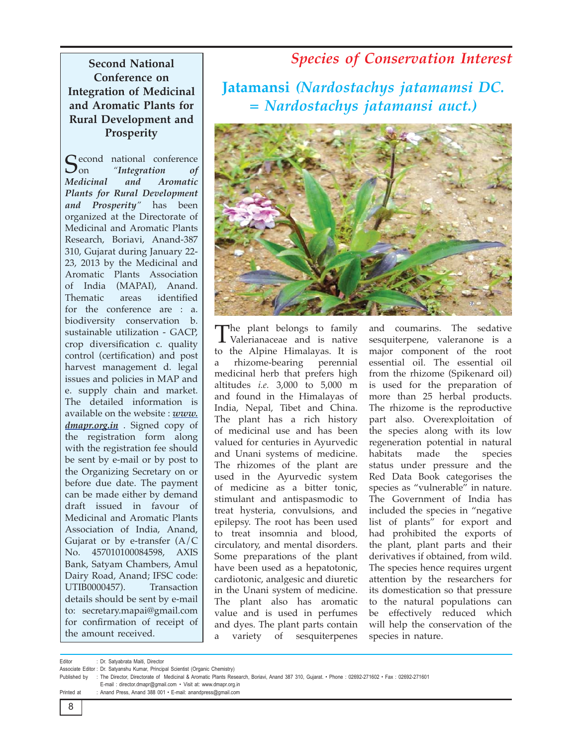## Second National Conference on Integration of Medicinal and Aromatic Plants for Rural Development and Prosperity

Second national conference on *"Integration of Medicinal and Aromatic Plants for Rural Development and Prosperity"* has been organized at the Directorate of Medicinal and Aromatic Plants Research, Boriavi, Anand-387 310, Gujarat during January 22-23, 2013 by the Medicinal and Aromatic Plants Association of India (MAPAI), Anand. Thematic areas identified for the conference are : a. biodiversity conservation b. sustainable utilization - GACP, crop diversification c. quality control (certification) and post harvest management d. legal issues and policies in MAP and e. supply chain and market. The detailed information is available on the website : ***www.dmapr.org.in*** . Signed copy of the registration form along with the registration fee should be sent by e-mail or by post to the Organizing Secretary on or before due date. The payment can be made either by demand draft issued in favour of Medicinal and Aromatic Plants Association of India, Anand, Gujarat or by e-transfer (A/C No. 457010100084598, AXIS Bank, Satyam Chambers, Amul Dairy Road, Anand; IFSC code: UTIB0000457). Transaction details should be sent by e-mail to: secretary.mapai@gmail.com for confirmation of receipt of the amount received.

## *Species of Conservation Interest*

## Jatamansi *(Nardostachys jatamamsi DC. = Nardostachys jatamansi auct.)*

The plant belongs to family Valerianaceae and is native to the Alpine Himalayas. It is a rhizome-bearing perennial medicinal herb that prefers high altitudes *i.e.* 3,000 to 5,000 m and found in the Himalayas of India, Nepal, Tibet and China. The plant has a rich history of medicinal use and has been valued for centuries in Ayurvedic and Unani systems of medicine. The rhizomes of the plant are used in the Ayurvedic system of medicine as a bitter tonic, stimulant and antispasmodic to treat hysteria, convulsions, and epilepsy. The root has been used to treat insomnia and blood, circulatory, and mental disorders. Some preparations of the plant have been used as a hepatotonic, cardiotonic, analgesic and diuretic in the Unani system of medicine. The plant also has aromatic value and is used in perfumes and dyes. The plant parts contain a variety of sesquiterpenes and coumarins. The sedative sesquiterpene, valeranone is a major component of the root essential oil. The essential oil from the rhizome (Spikenard oil) is used for the preparation of more than 25 herbal products. The rhizome is the reproductive part also. Overexploitation of the species along with its low regeneration potential in natural habitats made the species status under pressure and the Red Data Book categorises the species as "vulnerable" in nature. The Government of India has included the species in "negative list of plants" for export and had prohibited the exports of the plant, plant parts and their derivatives if obtained, from wild. The species hence requires urgent attention by the researchers for its domestication so that pressure to the natural populations can be effectively reduced which will help the conservation of the species in nature.

---

Editor : Dr. Satyabrata Maiti, Director
Associate Editor : Dr. Satyanshu Kumar, Principal Scientist (Organic Chemistry)
Published by : The Director, Directorate of Medicinal & Aromatic Plants Research, Boriavi, Anand 387 310, Gujarat. • Phone : 02692-271602 • Fax : 02692-271601
E-mail : director.dmapr@gmail.com • Visit at: www.dmapr.org.in
Printed at : Anand Press, Anand 388 001 • E-mail: anandpress@gmail.com